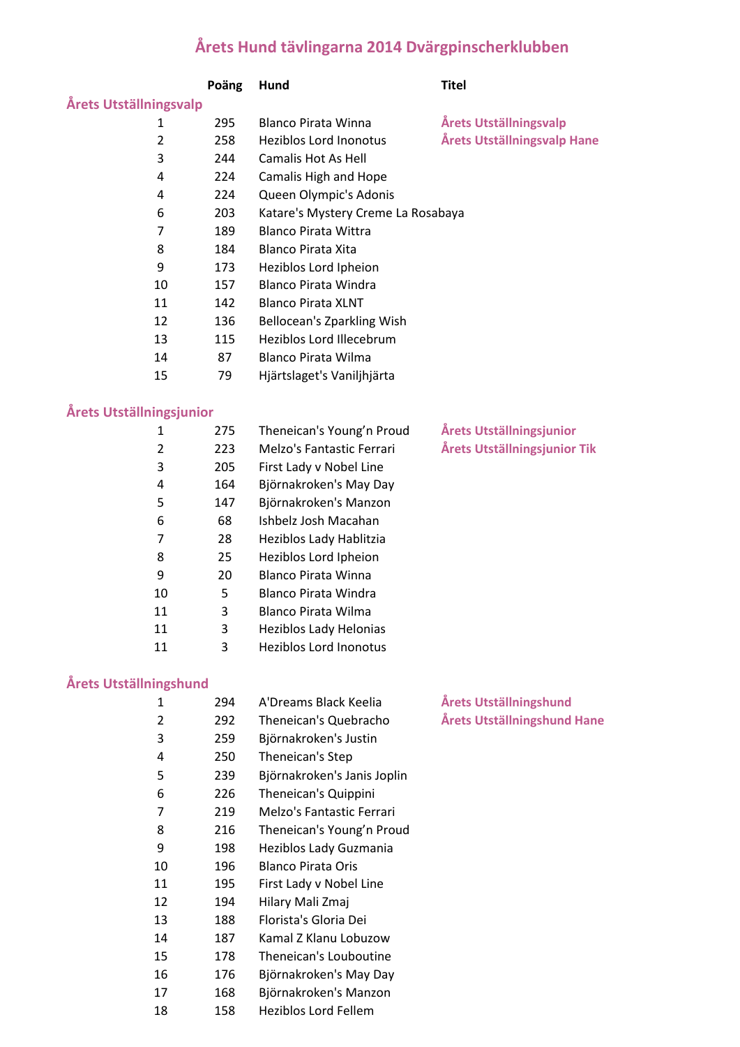# Årets Hund tävlingarna 2014 Dvärgpinscherklubben

| | Poäng | Hund | Titel |
|---|---|---|---|
| **Årets Utställningsvalp** | | | |
| 1 | 295 | Blanco Pirata Winna | **Årets Utställningsvalp** |
| 2 | 258 | Heziblos Lord Inonotus | **Årets Utställningsvalp Hane** |
| 3 | 244 | Camalis Hot As Hell | |
| 4 | 224 | Camalis High and Hope | |
| 4 | 224 | Queen Olympic's Adonis | |
| 6 | 203 | Katare's Mystery Creme La Rosabaya | |
| 7 | 189 | Blanco Pirata Wittra | |
| 8 | 184 | Blanco Pirata Xita | |
| 9 | 173 | Heziblos Lord Ipheion | |
| 10 | 157 | Blanco Pirata Windra | |
| 11 | 142 | Blanco Pirata XLNT | |
| 12 | 136 | Bellocean's Zparkling Wish | |
| 13 | 115 | Heziblos Lord Illecebrum | |
| 14 | 87 | Blanco Pirata Wilma | |
| 15 | 79 | Hjärtslaget's Vaniljhjärta | |
| **Årets Utställningsjunior** | | | |
| 1 | 275 | Theneican's Young'n Proud | **Årets Utställningsjunior** |
| 2 | 223 | Melzo's Fantastic Ferrari | **Årets Utställningsjunior Tik** |
| 3 | 205 | First Lady v Nobel Line | |
| 4 | 164 | Björnakroken's May Day | |
| 5 | 147 | Björnakroken's Manzon | |
| 6 | 68 | Ishbelz Josh Macahan | |
| 7 | 28 | Heziblos Lady Hablitzia | |
| 8 | 25 | Heziblos Lord Ipheion | |
| 9 | 20 | Blanco Pirata Winna | |
| 10 | 5 | Blanco Pirata Windra | |
| 11 | 3 | Blanco Pirata Wilma | |
| 11 | 3 | Heziblos Lady Helonias | |
| 11 | 3 | Heziblos Lord Inonotus | |
| **Årets Utställningshund** | | | |
| 1 | 294 | A'Dreams Black Keelia | **Årets Utställningshund** |
| 2 | 292 | Theneican's Quebracho | **Årets Utställningshund Hane** |
| 3 | 259 | Björnakroken's Justin | |
| 4 | 250 | Theneican's Step | |
| 5 | 239 | Björnakroken's Janis Joplin | |
| 6 | 226 | Theneican's Quippini | |
| 7 | 219 | Melzo's Fantastic Ferrari | |
| 8 | 216 | Theneican's Young'n Proud | |
| 9 | 198 | Heziblos Lady Guzmania | |
| 10 | 196 | Blanco Pirata Oris | |
| 11 | 195 | First Lady v Nobel Line | |
| 12 | 194 | Hilary Mali Zmaj | |
| 13 | 188 | Florista's Gloria Dei | |
| 14 | 187 | Kamal Z Klanu Lobuzow | |
| 15 | 178 | Theneican's Louboutine | |
| 16 | 176 | Björnakroken's May Day | |
| 17 | 168 | Björnakroken's Manzon | |
| 18 | 158 | Heziblos Lord Fellem | |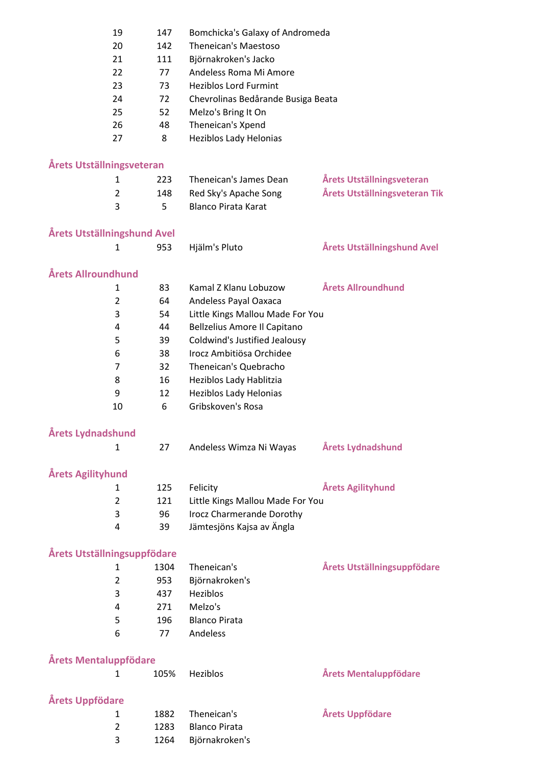| | | | |
|---|---|---|---|
| 19 | 147 | Bomchicka's Galaxy of Andromeda | |
| 20 | 142 | Theneican's Maestoso | |
| 21 | 111 | Björnakroken's Jacko | |
| 22 | 77 | Andeless Roma Mi Amore | |
| 23 | 73 | Heziblos Lord Furmint | |
| 24 | 72 | Chevrolinas Bedårande Busiga Beata | |
| 25 | 52 | Melzo's Bring It On | |
| 26 | 48 | Theneican's Xpend | |
| 27 | 8 | Heziblos Lady Helonias | |

## Årets Utställningsveteran

| | | | |
|---|---|---|---|
| 1 | 223 | Theneican's James Dean | Årets Utställningsveteran |
| 2 | 148 | Red Sky's Apache Song | Årets Utställningsveteran Tik |
| 3 | 5 | Blanco Pirata Karat | |

## Årets Utställningshund Avel

| | | | |
|---|---|---|---|
| 1 | 953 | Hjälm's Pluto | Årets Utställningshund Avel |

## Årets Allroundhund

| | | | |
|---|---|---|---|
| 1 | 83 | Kamal Z Klanu Lobuzow | Årets Allroundhund |
| 2 | 64 | Andeless Payal Oaxaca | |
| 3 | 54 | Little Kings Mallou Made For You | |
| 4 | 44 | Bellzelius Amore Il Capitano | |
| 5 | 39 | Coldwind's Justified Jealousy | |
| 6 | 38 | Irocz Ambitiösa Orchidee | |
| 7 | 32 | Theneican's Quebracho | |
| 8 | 16 | Heziblos Lady Hablitzia | |
| 9 | 12 | Heziblos Lady Helonias | |
| 10 | 6 | Gribskoven's Rosa | |

## Årets Lydnadshund

| | | | |
|---|---|---|---|
| 1 | 27 | Andeless Wimza Ni Wayas | Årets Lydnadshund |

## Årets Agilityhund

| | | | |
|---|---|---|---|
| 1 | 125 | Felicity | Årets Agilityhund |
| 2 | 121 | Little Kings Mallou Made For You | |
| 3 | 96 | Irocz Charmerande Dorothy | |
| 4 | 39 | Jämtesjöns Kajsa av Ängla | |

## Årets Utställningsuppfödare

| | | | |
|---|---|---|---|
| 1 | 1304 | Theneican's | Årets Utställningsuppfödare |
| 2 | 953 | Björnakroken's | |
| 3 | 437 | Heziblos | |
| 4 | 271 | Melzo's | |
| 5 | 196 | Blanco Pirata | |
| 6 | 77 | Andeless | |

## Årets Mentaluppfödare

| | | | |
|---|---|---|---|
| 1 | 105% | Heziblos | Årets Mentaluppfödare |

## Årets Uppfödare

| | | | |
|---|---|---|---|
| 1 | 1882 | Theneican's | Årets Uppfödare |
| 2 | 1283 | Blanco Pirata | |
| 3 | 1264 | Björnakroken's | |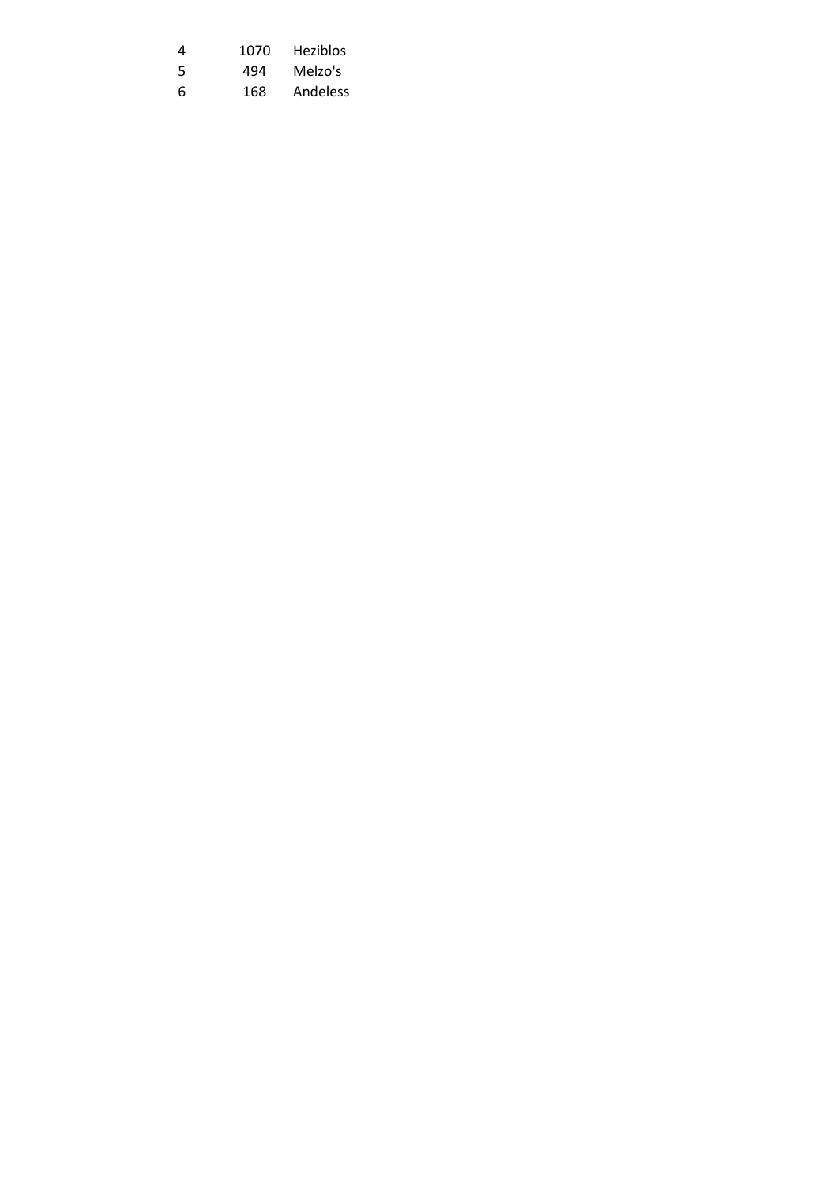| | | |
|---|---|---|
| 4 | 1070 | Heziblos |
| 5 | 494 | Melzo's |
| 6 | 168 | Andeless |